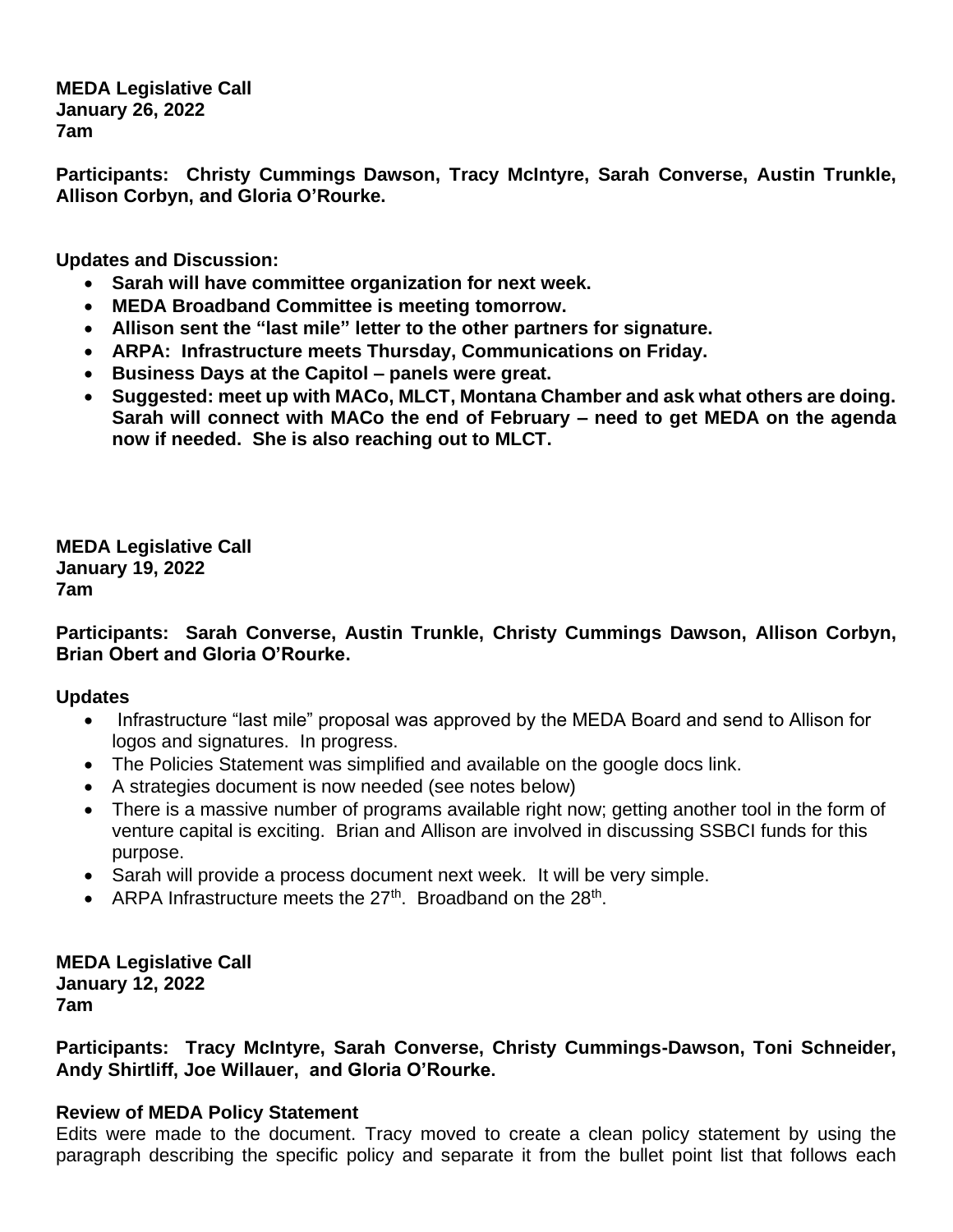**MEDA Legislative Call**
**January 26, 2022**
**7am**

**Participants: Christy Cummings Dawson, Tracy McIntyre, Sarah Converse, Austin Trunkle, Allison Corbyn, and Gloria O'Rourke.**

**Updates and Discussion:**

- **Sarah will have committee organization for next week.**
- **MEDA Broadband Committee is meeting tomorrow.**
- **Allison sent the "last mile" letter to the other partners for signature.**
- **ARPA: Infrastructure meets Thursday, Communications on Friday.**
- **Business Days at the Capitol – panels were great.**
- **Suggested: meet up with MACo, MLCT, Montana Chamber and ask what others are doing. Sarah will connect with MACo the end of February – need to get MEDA on the agenda now if needed. She is also reaching out to MLCT.**

**MEDA Legislative Call**
**January 19, 2022**
**7am**

**Participants: Sarah Converse, Austin Trunkle, Christy Cummings Dawson, Allison Corbyn, Brian Obert and Gloria O'Rourke.**

**Updates**

- Infrastructure "last mile" proposal was approved by the MEDA Board and send to Allison for logos and signatures. In progress.
- The Policies Statement was simplified and available on the google docs link.
- A strategies document is now needed (see notes below)
- There is a massive number of programs available right now; getting another tool in the form of venture capital is exciting. Brian and Allison are involved in discussing SSBCI funds for this purpose.
- Sarah will provide a process document next week. It will be very simple.
- ARPA Infrastructure meets the 27th. Broadband on the 28th.

**MEDA Legislative Call**
**January 12, 2022**
**7am**

**Participants: Tracy McIntyre, Sarah Converse, Christy Cummings-Dawson, Toni Schneider, Andy Shirtliff, Joe Willauer, and Gloria O'Rourke.**

**Review of MEDA Policy Statement**

Edits were made to the document. Tracy moved to create a clean policy statement by using the paragraph describing the specific policy and separate it from the bullet point list that follows each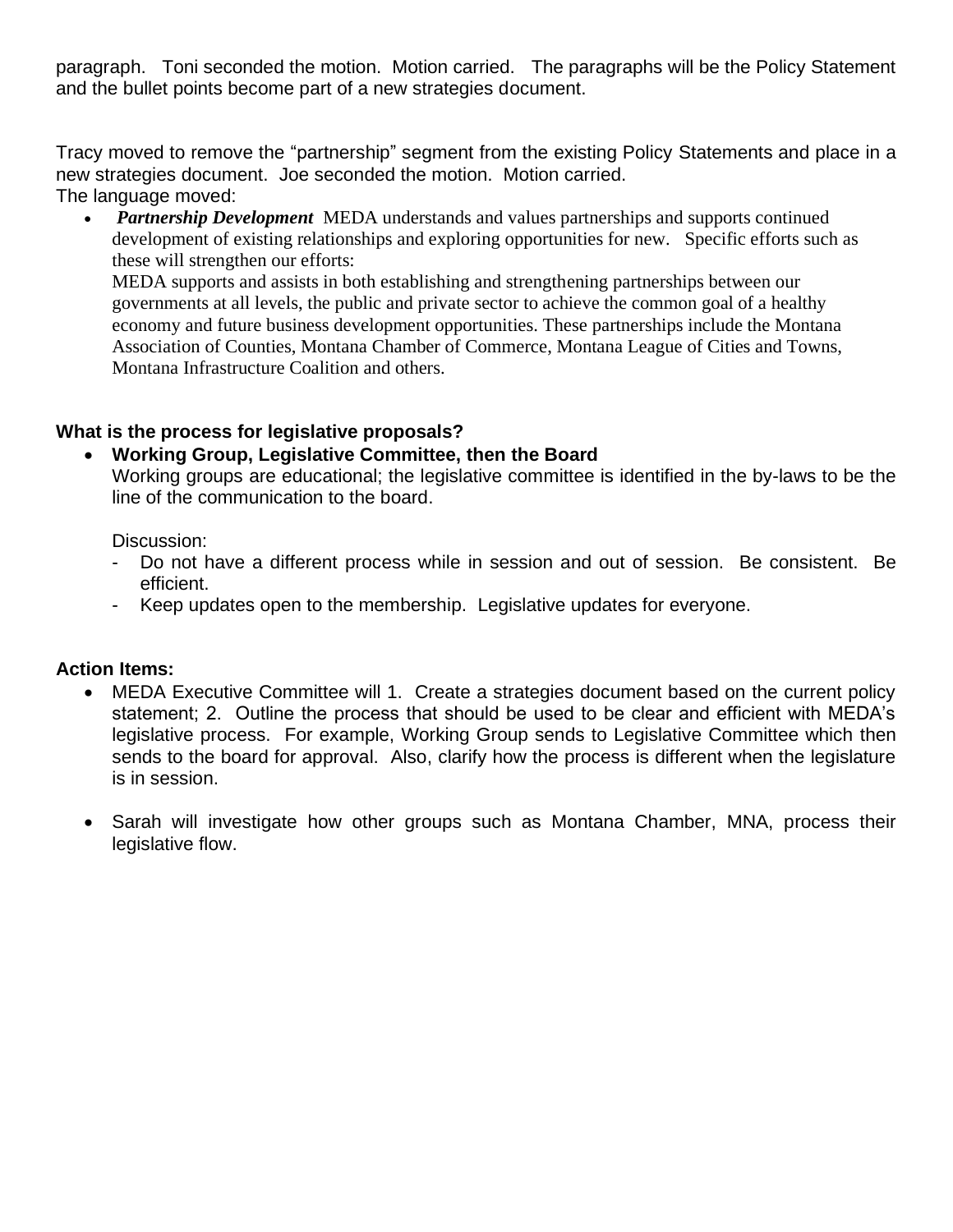paragraph. Toni seconded the motion. Motion carried. The paragraphs will be the Policy Statement and the bullet points become part of a new strategies document.

Tracy moved to remove the "partnership" segment from the existing Policy Statements and place in a new strategies document. Joe seconded the motion. Motion carried.
The language moved:

- ***Partnership Development*** MEDA understands and values partnerships and supports continued development of existing relationships and exploring opportunities for new. Specific efforts such as these will strengthen our efforts:
  MEDA supports and assists in both establishing and strengthening partnerships between our governments at all levels, the public and private sector to achieve the common goal of a healthy economy and future business development opportunities. These partnerships include the Montana Association of Counties, Montana Chamber of Commerce, Montana League of Cities and Towns, Montana Infrastructure Coalition and others.

**What is the process for legislative proposals?**

- **Working Group, Legislative Committee, then the Board**
  Working groups are educational; the legislative committee is identified in the by-laws to be the line of the communication to the board.

  Discussion:
  - Do not have a different process while in session and out of session. Be consistent. Be efficient.
  - Keep updates open to the membership. Legislative updates for everyone.

**Action Items:**

- MEDA Executive Committee will 1. Create a strategies document based on the current policy statement; 2. Outline the process that should be used to be clear and efficient with MEDA's legislative process. For example, Working Group sends to Legislative Committee which then sends to the board for approval. Also, clarify how the process is different when the legislature is in session.
- Sarah will investigate how other groups such as Montana Chamber, MNA, process their legislative flow.